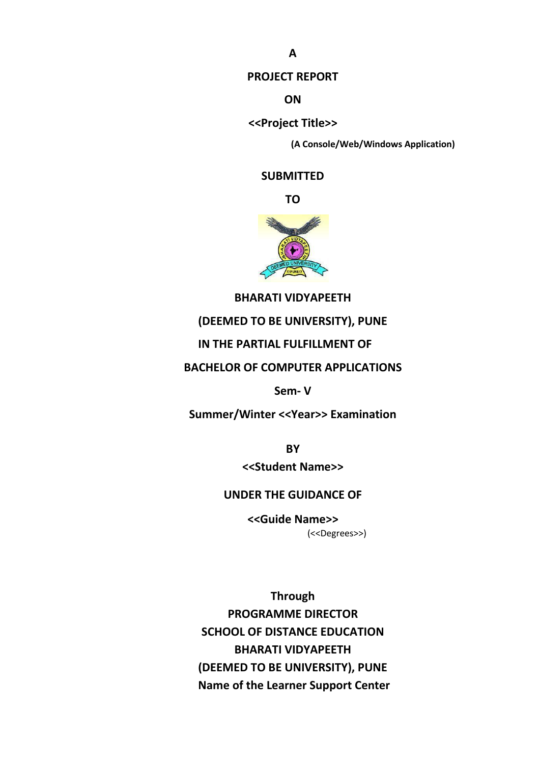**A**

**PROJECT REPORT**

**ON**

**<<Project Title>>**

**(A Console/Web/Windows Application)**

**SUBMITTED**

**TO**

**BHARATI VIDYAPEETH**

**(DEEMED TO BE UNIVERSITY), PUNE**

**IN THE PARTIAL FULFILLMENT OF**

**BACHELOR OF COMPUTER APPLICATIONS**

**Sem- V**

**Summer/Winter <<Year>> Examination**

**BY**

**<<Student Name>>**

**UNDER THE GUIDANCE OF**

**<<Guide Name>>**

(<<Degrees>>)

**Through**

**PROGRAMME DIRECTOR**

**SCHOOL OF DISTANCE EDUCATION**

**BHARATI VIDYAPEETH**

**(DEEMED TO BE UNIVERSITY), PUNE**

**Name of the Learner Support Center**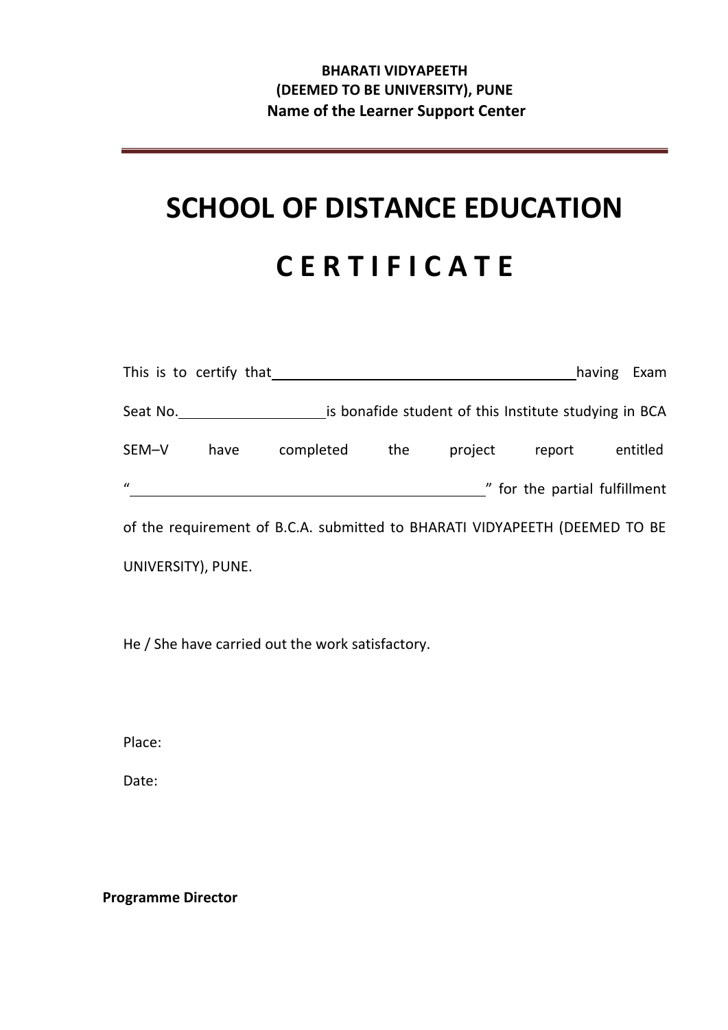**BHARATI VIDYAPEETH**
**(DEEMED TO BE UNIVERSITY), PUNE**
**Name of the Learner Support Center**

---

# SCHOOL OF DISTANCE EDUCATION

# C E R T I F I C A T E

This is to certify that ________________________________________ having Exam Seat No. __________________ is bonafide student of this Institute studying in BCA SEM–V have completed the project report entitled "____________________________________________" for the partial fulfillment of the requirement of B.C.A. submitted to BHARATI VIDYAPEETH (DEEMED TO BE UNIVERSITY), PUNE.

He / She have carried out the work satisfactory.

Place:

Date:

**Programme Director**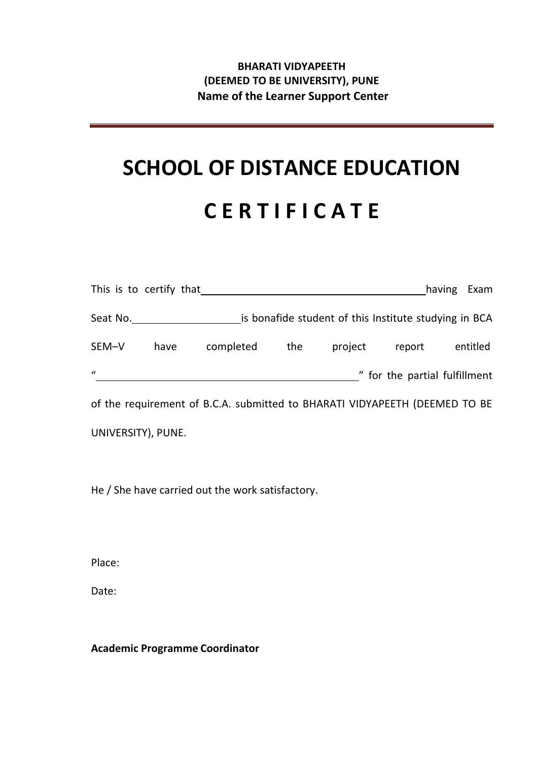**BHARATI VIDYAPEETH**
**(DEEMED TO BE UNIVERSITY), PUNE**
**Name of the Learner Support Center**

---

# SCHOOL OF DISTANCE EDUCATION

# C E R T I F I C A T E

This is to certify that \_\_\_\_\_\_\_\_\_\_\_\_\_\_\_\_\_\_\_\_\_\_\_\_\_\_\_\_\_\_\_\_\_\_\_\_\_\_\_\_ having Exam Seat No. \_\_\_\_\_\_\_\_\_\_\_\_\_\_\_\_\_\_\_ is bonafide student of this Institute studying in BCA SEM–V have completed the project report entitled "\_\_\_\_\_\_\_\_\_\_\_\_\_\_\_\_\_\_\_\_\_\_\_\_\_\_\_\_\_\_\_\_\_\_\_\_\_\_\_\_\_\_\_\_\_\_\_\_" for the partial fulfillment of the requirement of B.C.A. submitted to BHARATI VIDYAPEETH (DEEMED TO BE UNIVERSITY), PUNE.

He / She have carried out the work satisfactory.

Place:

Date:

**Academic Programme Coordinator**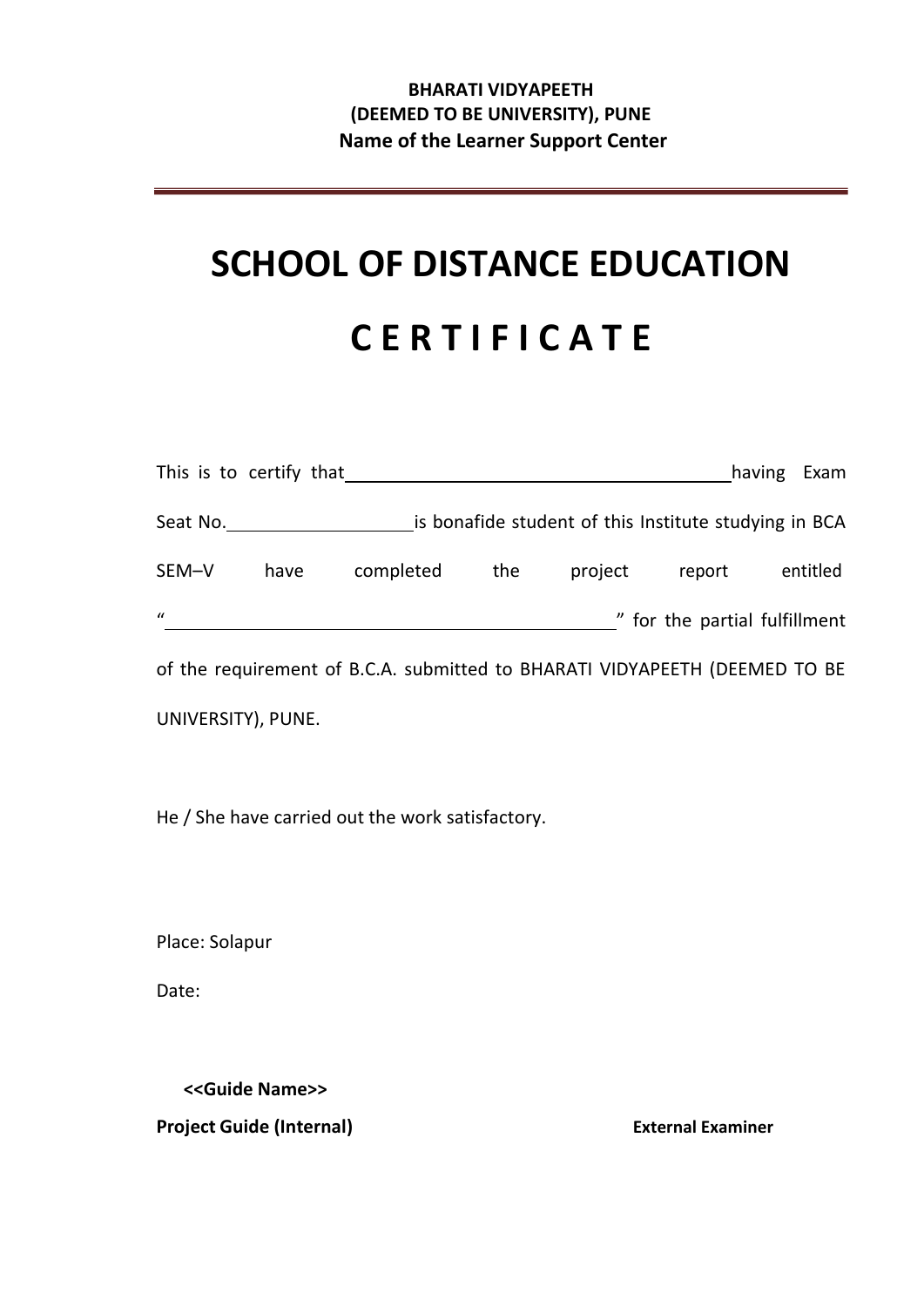**BHARATI VIDYAPEETH**
**(DEEMED TO BE UNIVERSITY), PUNE**
**Name of the Learner Support Center**

---

# SCHOOL OF DISTANCE EDUCATION

# C E R T I F I C A T E

This is to certify that ________________________________________ having Exam Seat No. __________________ is bonafide student of this Institute studying in BCA SEM–V have completed the project report entitled "____________________________________________" for the partial fulfillment of the requirement of B.C.A. submitted to BHARATI VIDYAPEETH (DEEMED TO BE UNIVERSITY), PUNE.

He / She have carried out the work satisfactory.

Place: Solapur

Date:

**<<Guide Name>>**

**Project Guide (Internal)** **External Examiner**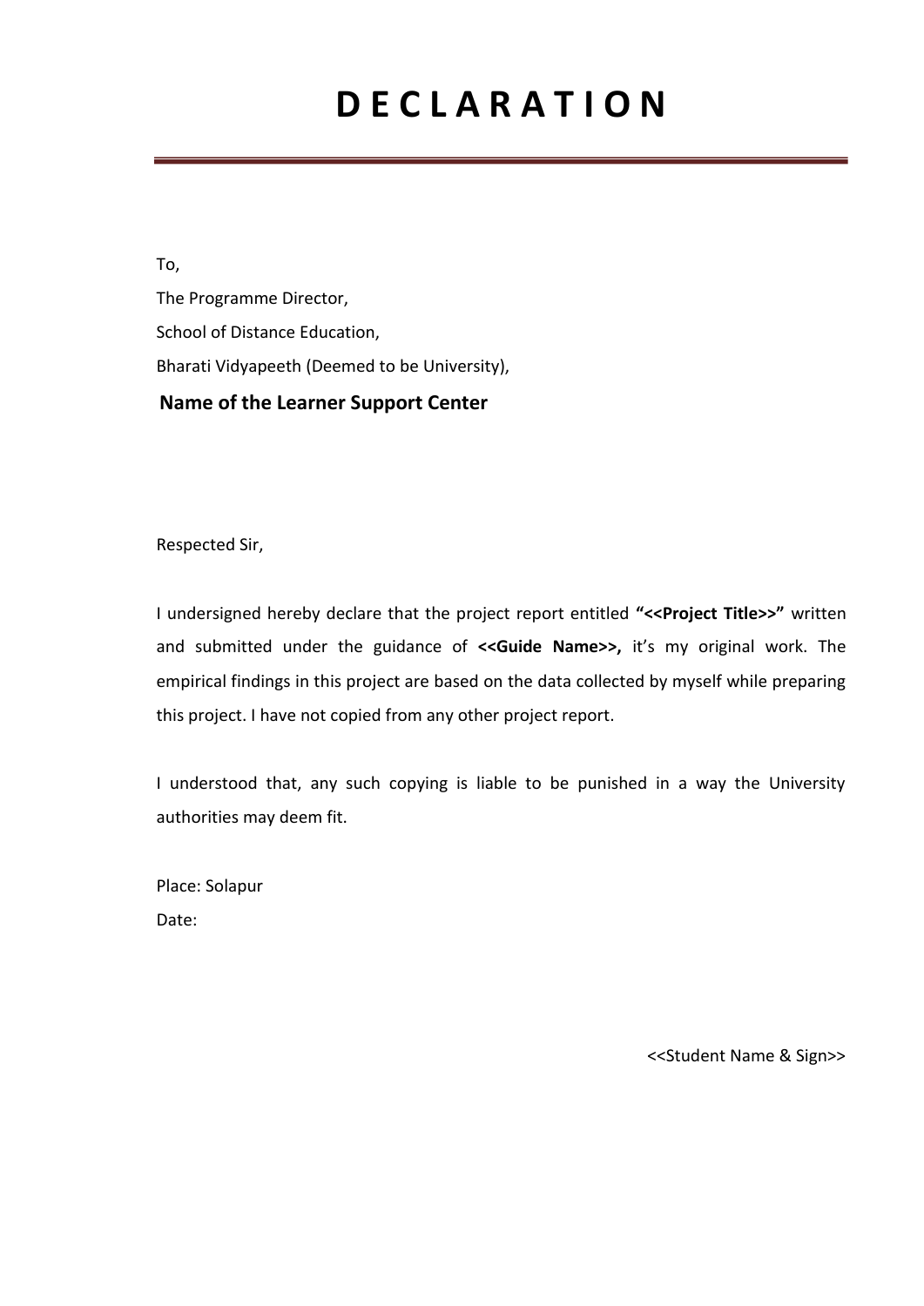# D E C L A R A T I O N

To,

The Programme Director,

School of Distance Education,

Bharati Vidyapeeth (Deemed to be University),

**Name of the Learner Support Center**

Respected Sir,

I undersigned hereby declare that the project report entitled **"<<Project Title>>"** written and submitted under the guidance of **<<Guide Name>>,** it's my original work. The empirical findings in this project are based on the data collected by myself while preparing this project. I have not copied from any other project report.

I understood that, any such copying is liable to be punished in a way the University authorities may deem fit.

Place: Solapur

Date:

<<Student Name & Sign>>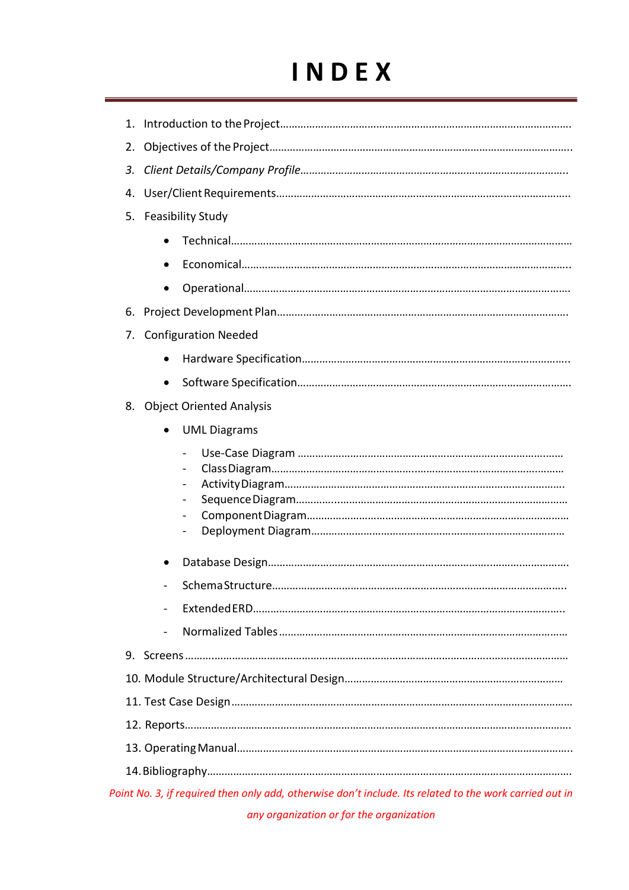# INDEX

1. Introduction to the Project……………………………………………………………………………………
2. Objectives of the Project……………………………………………………………………………………..
3. *Client Details/Company Profile……………………………………………………………………………..*
4. User/Client Requirements……………………………………………………………………………………
5. Feasibility Study
    - Technical………………………………………………………………………………………………………
    - Economical……………………………………………………………………………………………………
    - Operational……………………………………………………………………………………………………
6. Project Development Plan…………………………………………………………………………………
7. Configuration Needed
    - Hardware Specification……………………………………………………………………………….
    - Software Specification………………………………………………………………………………….
8. Object Oriented Analysis
    - UML Diagrams
        - Use-Case Diagram ……………………………………………………………………………….
        - Class Diagram………………………………………………………………………………………
        - Activity Diagram……………………………………………………………………………………
        - Sequence Diagram…………………………………………………………………………………
        - Component Diagram………………………………………………………………………………
        - Deployment Diagram……………………………………………………………………………
    - Database Design………………………………………………………………………………………
    - Schema Structure……………………………………………………………………………………..
    - Extended ERD………………………………………………………………………………………….
    - Normalized Tables ………………………………………………………………………………………
9. Screens ………………………………………………………………………………………………………………
10. Module Structure/Architectural Design…………………………………………………………………
11. Test Case Design ………………………………………………………………………………………………
12. Reports………………………………………………………………………………………………………………
13. Operating Manual……………………………………………………………………………………………….
14. Bibliography……………………………………………………………………………………………………….

*Point No. 3, if required then only add, otherwise don't include. Its related to the work carried out in any organization or for the organization*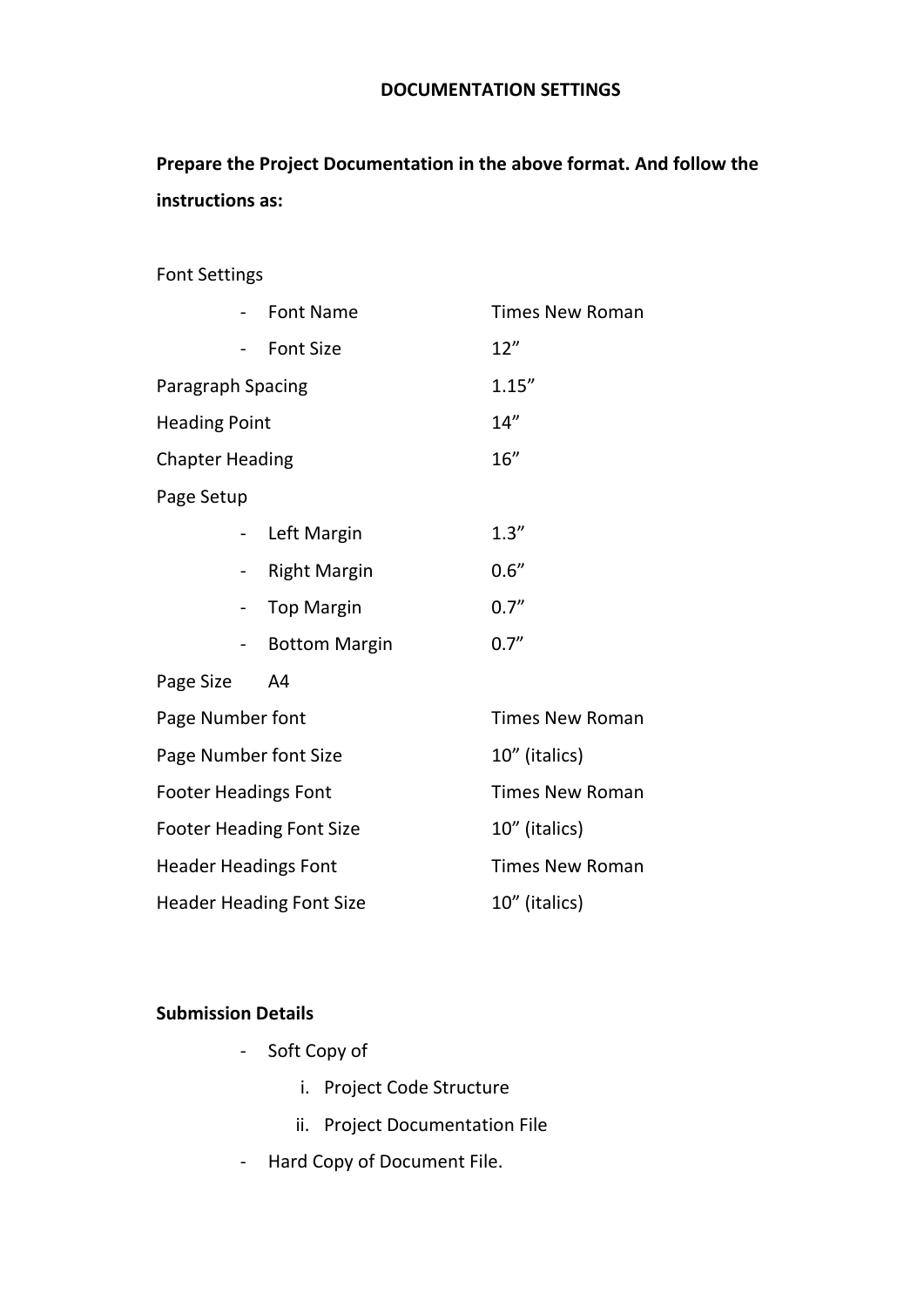# DOCUMENTATION SETTINGS

**Prepare the Project Documentation in the above format. And follow the instructions as:**

| | |
|---|---|
| Font Settings | |
| - Font Name | Times New Roman |
| - Font Size | 12” |
| Paragraph Spacing | 1.15” |
| Heading Point | 14” |
| Chapter Heading | 16” |
| Page Setup | |
| - Left Margin | 1.3” |
| - Right Margin | 0.6” |
| - Top Margin | 0.7” |
| - Bottom Margin | 0.7” |
| Page Size A4 | |
| Page Number font | Times New Roman |
| Page Number font Size | 10” (italics) |
| Footer Headings Font | Times New Roman |
| Footer Heading Font Size | 10” (italics) |
| Header Headings Font | Times New Roman |
| Header Heading Font Size | 10” (italics) |

**Submission Details**

- Soft Copy of
    - i. Project Code Structure
    - ii. Project Documentation File
- Hard Copy of Document File.